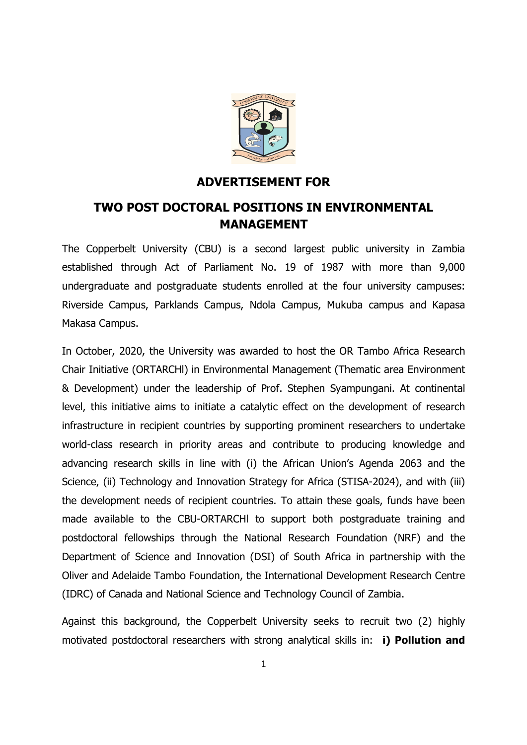# ADVERTISEMENT FOR

# TWO POST DOCTORAL POSITIONS IN ENVIRONMENTAL MANAGEMENT

The Copperbelt University (CBU) is a second largest public university in Zambia established through Act of Parliament No. 19 of 1987 with more than 9,000 undergraduate and postgraduate students enrolled at the four university campuses: Riverside Campus, Parklands Campus, Ndola Campus, Mukuba campus and Kapasa Makasa Campus.

In October, 2020, the University was awarded to host the OR Tambo Africa Research Chair Initiative (ORTARCHI) in Environmental Management (Thematic area Environment & Development) under the leadership of Prof. Stephen Syampungani. At continental level, this initiative aims to initiate a catalytic effect on the development of research infrastructure in recipient countries by supporting prominent researchers to undertake world-class research in priority areas and contribute to producing knowledge and advancing research skills in line with (i) the African Union's Agenda 2063 and the Science, (ii) Technology and Innovation Strategy for Africa (STISA-2024), and with (iii) the development needs of recipient countries. To attain these goals, funds have been made available to the CBU-ORTARCHI to support both postgraduate training and postdoctoral fellowships through the National Research Foundation (NRF) and the Department of Science and Innovation (DSI) of South Africa in partnership with the Oliver and Adelaide Tambo Foundation, the International Development Research Centre (IDRC) of Canada and National Science and Technology Council of Zambia.

Against this background, the Copperbelt University seeks to recruit two (2) highly motivated postdoctoral researchers with strong analytical skills in: **i) Pollution and**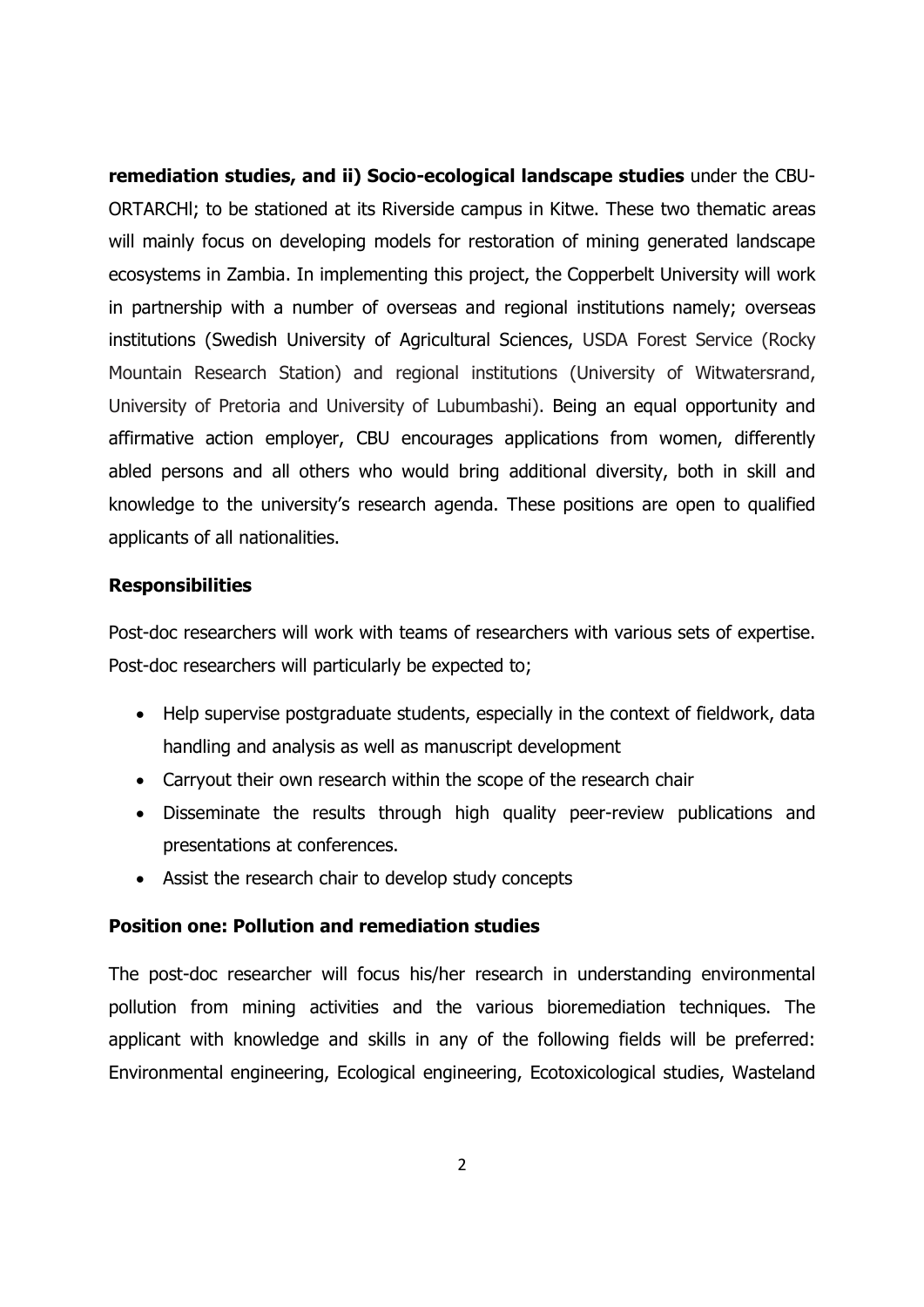**remediation studies, and ii) Socio-ecological landscape studies** under the CBU-ORTARCHl; to be stationed at its Riverside campus in Kitwe. These two thematic areas will mainly focus on developing models for restoration of mining generated landscape ecosystems in Zambia. In implementing this project, the Copperbelt University will work in partnership with a number of overseas and regional institutions namely; overseas institutions (Swedish University of Agricultural Sciences, USDA Forest Service (Rocky Mountain Research Station) and regional institutions (University of Witwatersrand, University of Pretoria and University of Lubumbashi). Being an equal opportunity and affirmative action employer, CBU encourages applications from women, differently abled persons and all others who would bring additional diversity, both in skill and knowledge to the university's research agenda. These positions are open to qualified applicants of all nationalities.

**Responsibilities**

Post-doc researchers will work with teams of researchers with various sets of expertise. Post-doc researchers will particularly be expected to;

- Help supervise postgraduate students, especially in the context of fieldwork, data handling and analysis as well as manuscript development
- Carryout their own research within the scope of the research chair
- Disseminate the results through high quality peer-review publications and presentations at conferences.
- Assist the research chair to develop study concepts

**Position one: Pollution and remediation studies**

The post-doc researcher will focus his/her research in understanding environmental pollution from mining activities and the various bioremediation techniques. The applicant with knowledge and skills in any of the following fields will be preferred: Environmental engineering, Ecological engineering, Ecotoxicological studies, Wasteland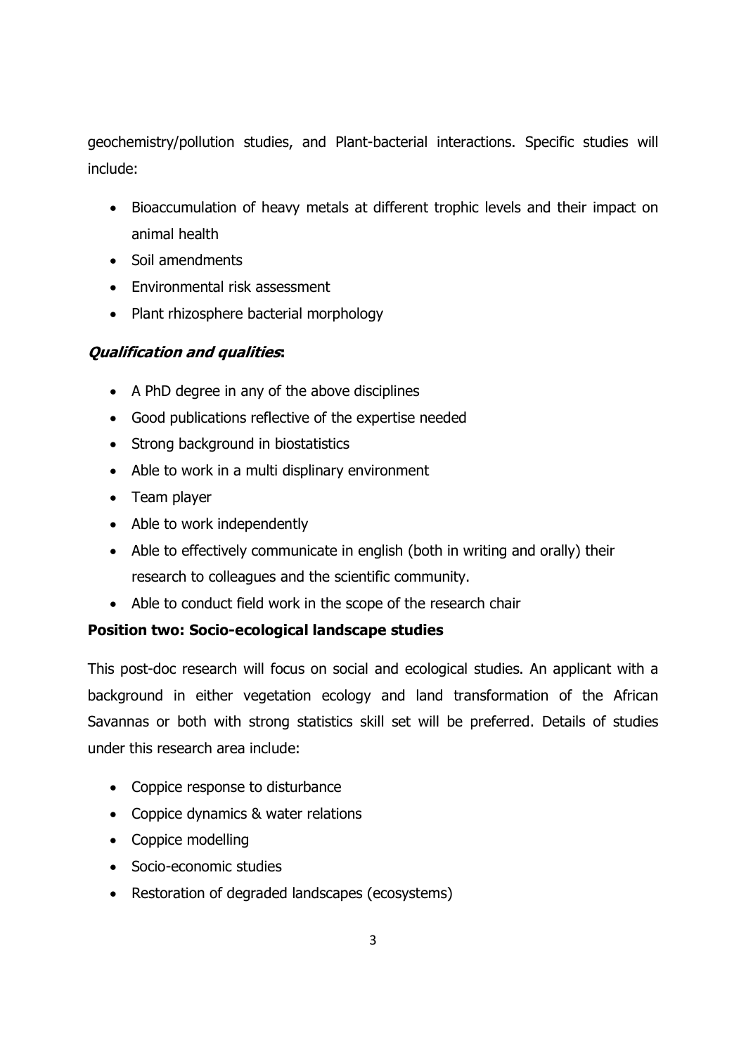geochemistry/pollution studies, and Plant-bacterial interactions. Specific studies will include:

- Bioaccumulation of heavy metals at different trophic levels and their impact on animal health
- Soil amendments
- Environmental risk assessment
- Plant rhizosphere bacterial morphology

***Qualification and qualities*:**

- A PhD degree in any of the above disciplines
- Good publications reflective of the expertise needed
- Strong background in biostatistics
- Able to work in a multi displinary environment
- Team player
- Able to work independently
- Able to effectively communicate in english (both in writing and orally) their research to colleagues and the scientific community.
- Able to conduct field work in the scope of the research chair

**Position two: Socio-ecological landscape studies**

This post-doc research will focus on social and ecological studies. An applicant with a background in either vegetation ecology and land transformation of the African Savannas or both with strong statistics skill set will be preferred. Details of studies under this research area include:

- Coppice response to disturbance
- Coppice dynamics & water relations
- Coppice modelling
- Socio-economic studies
- Restoration of degraded landscapes (ecosystems)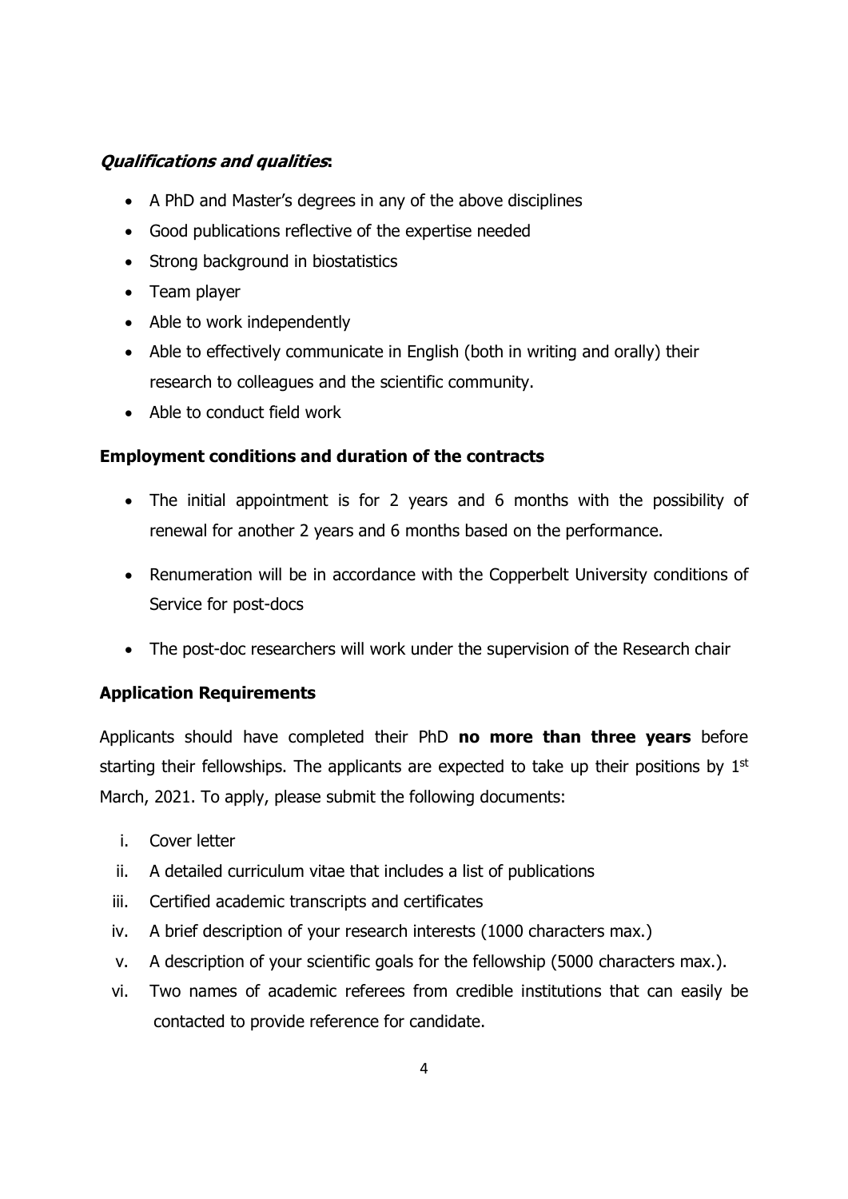***Qualifications and qualities*:**

- A PhD and Master's degrees in any of the above disciplines
- Good publications reflective of the expertise needed
- Strong background in biostatistics
- Team player
- Able to work independently
- Able to effectively communicate in English (both in writing and orally) their research to colleagues and the scientific community.
- Able to conduct field work

**Employment conditions and duration of the contracts**

- The initial appointment is for 2 years and 6 months with the possibility of renewal for another 2 years and 6 months based on the performance.
- Renumeration will be in accordance with the Copperbelt University conditions of Service for post-docs
- The post-doc researchers will work under the supervision of the Research chair

**Application Requirements**

Applicants should have completed their PhD **no more than three years** before starting their fellowships. The applicants are expected to take up their positions by 1st March, 2021. To apply, please submit the following documents:

i. Cover letter
ii. A detailed curriculum vitae that includes a list of publications
iii. Certified academic transcripts and certificates
iv. A brief description of your research interests (1000 characters max.)
v. A description of your scientific goals for the fellowship (5000 characters max.).
vi. Two names of academic referees from credible institutions that can easily be contacted to provide reference for candidate.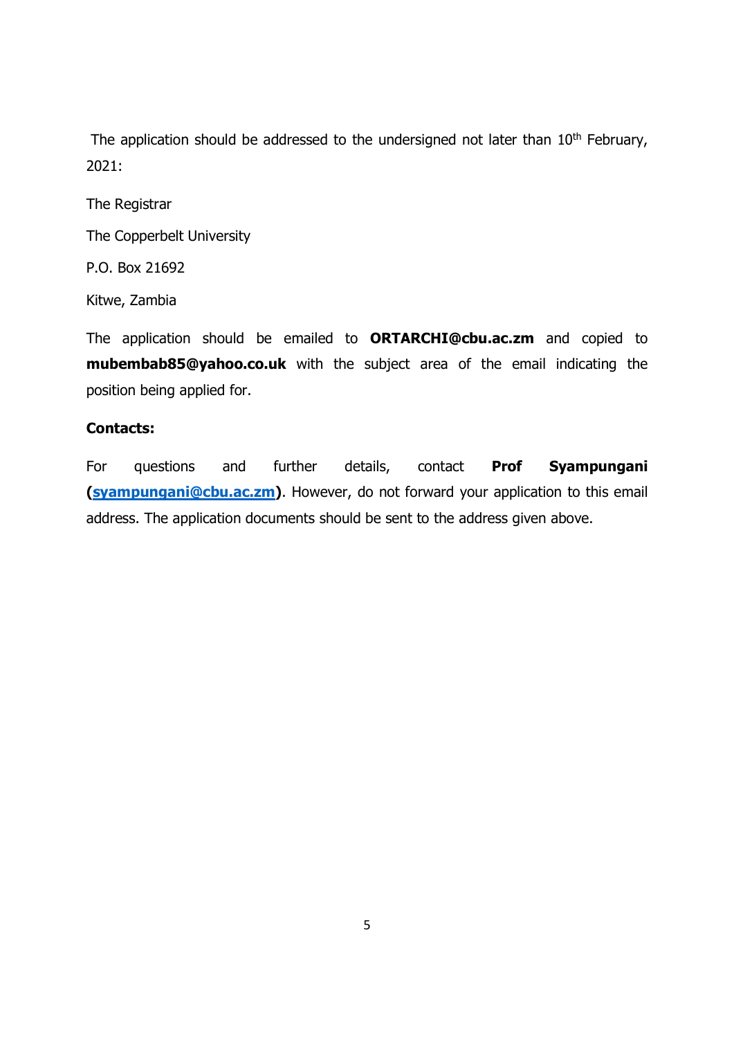The application should be addressed to the undersigned not later than 10th February, 2021:

The Registrar

The Copperbelt University

P.O. Box 21692

Kitwe, Zambia

The application should be emailed to **ORTARCHI@cbu.ac.zm** and copied to **mubembab85@yahoo.co.uk** with the subject area of the email indicating the position being applied for.

**Contacts:**

For questions and further details, contact **Prof Syampungani (syampungani@cbu.ac.zm)**. However, do not forward your application to this email address. The application documents should be sent to the address given above.